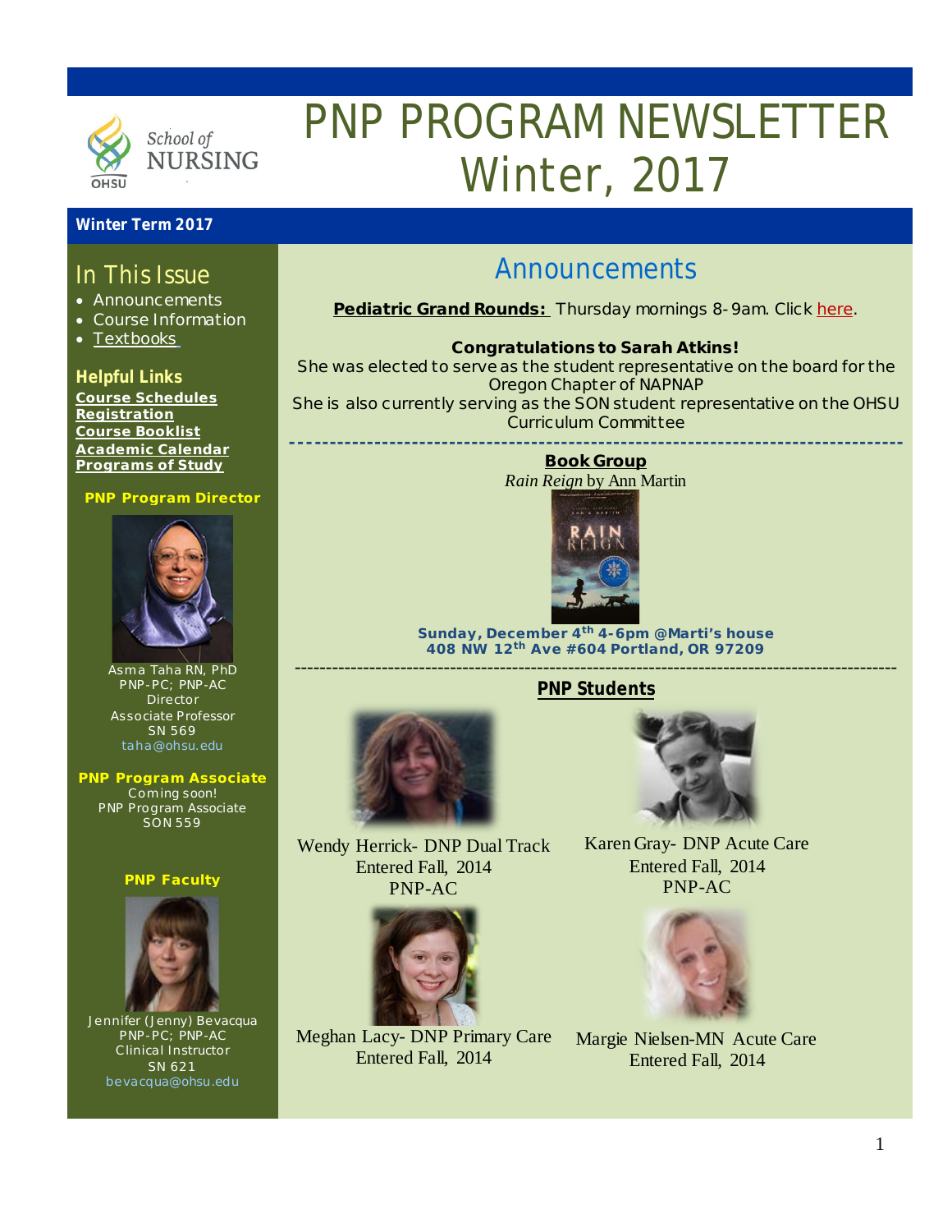# PNP PROGRAM NEWSLETTER Winter, 2017

School of NURSING
OHSU

**Winter Term 2017**

## In This Issue

- Announcements
- Course Information
- Textbooks

### Helpful Links

**Course Schedules**
**Registration**
**Course Booklist**
**Academic Calendar**
**Programs of Study**

**PNP Program Director**

Asma Taha RN, PhD
PNP-PC; PNP-AC
Director
Associate Professor
SN 569
taha@ohsu.edu

**PNP Program Associate**
Coming soon!
PNP Program Associate
SON 559

**PNP Faculty**

Jennifer (Jenny) Bevacqua
PNP-PC; PNP-AC
Clinical Instructor
SN 621
bevacqua@ohsu.edu

## Announcements

**Pediatric Grand Rounds:** Thursday mornings 8-9am. Click here.

**Congratulations to Sarah Atkins!**
She was elected to serve as the student representative on the board for the Oregon Chapter of NAPNAP
She is also currently serving as the SON student representative on the OHSU Curriculum Committee

---

**Book Group**
*Rain Reign* by Ann Martin

**Sunday, December 4th 4-6pm @Marti's house**
**408 NW 12th Ave #604 Portland, OR 97209**

---

**PNP Students**

Wendy Herrick- DNP Dual Track
Entered Fall, 2014
PNP-AC

Karen Gray- DNP Acute Care
Entered Fall, 2014
PNP-AC

Meghan Lacy- DNP Primary Care
Entered Fall, 2014

Margie Nielsen-MN Acute Care
Entered Fall, 2014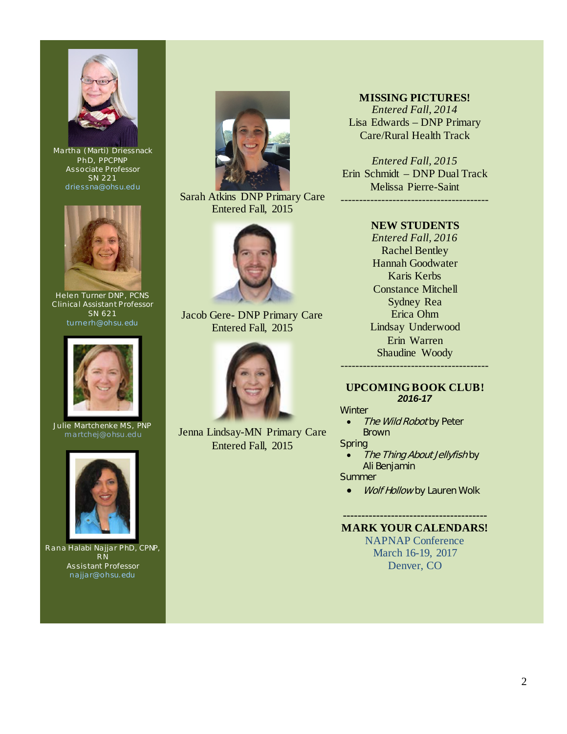Martha (Marti) Driessnack
PhD, PPCPNP
Associate Professor
SN 221
driessna@ohsu.edu

Helen Turner DNP, PCNS
Clinical Assistant Professor
SN 621
turnerh@ohsu.edu

Julie Martchenke MS, PNP
martchej@ohsu.edu

Rana Halabi Najjar PhD, CPNP, RN
Assistant Professor
najjar@ohsu.edu

Sarah Atkins DNP Primary Care
Entered Fall, 2015

Jacob Gere- DNP Primary Care
Entered Fall, 2015

Jenna Lindsay-MN Primary Care
Entered Fall, 2015

## MISSING PICTURES!

*Entered Fall, 2014*
Lisa Edwards – DNP Primary Care/Rural Health Track

*Entered Fall, 2015*
Erin Schmidt – DNP Dual Track
Melissa Pierre-Saint

---

## NEW STUDENTS

*Entered Fall, 2016*
Rachel Bentley
Hannah Goodwater
Karis Kerbs
Constance Mitchell
Sydney Rea
Erica Ohm
Lindsay Underwood
Erin Warren
Shaudine Woody

---

## UPCOMING BOOK CLUB!

***2016-17***

Winter

- *The Wild Robot* by Peter Brown

Spring

- *The Thing About Jellyfish* by Ali Benjamin

Summer

- *Wolf Hollow* by Lauren Wolk

---

## MARK YOUR CALENDARS!

NAPNAP Conference
March 16-19, 2017
Denver, CO